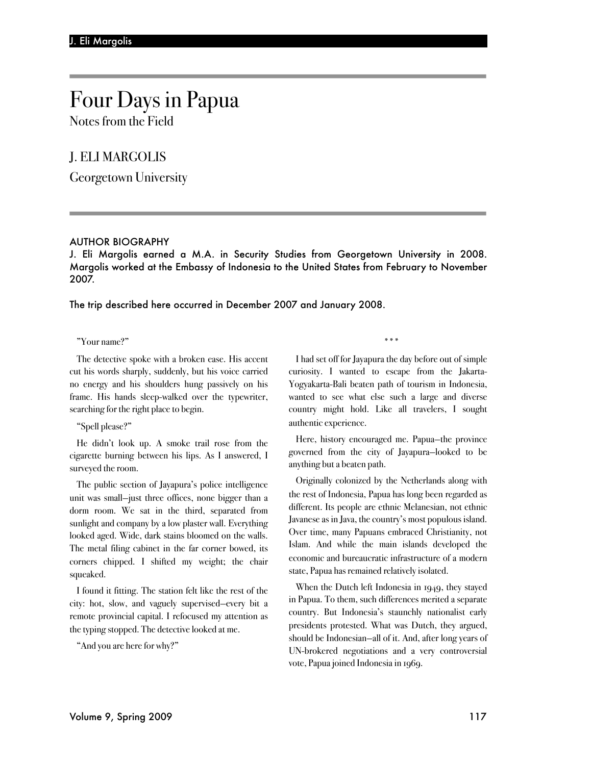# Four Days in Papua

Notes from the Field

J. ELI MARGOLIS

Georgetown University

## AUTHOR BIOGRAPHY

J. Eli Margolis earned a M.A. in Security Studies from Georgetown University in 2008. Margolis worked at the Embassy of Indonesia to the United States from February to November 2007.

The trip described here occurred in December 2007 and January 2008.

"Your name?"

The detective spoke with a broken ease. His accent cut his words sharply, suddenly, but his voice carried no energy and his shoulders hung passively on his frame. His hands sleep-walked over the typewriter, searching for the right place to begin.

"Spell please?"

He didn't look up. A smoke trail rose from the cigarette burning between his lips. As I answered, I surveyed the room.

The public section of Jayapura's police intelligence unit was small—just three offices, none bigger than a dorm room. We sat in the third, separated from sunlight and company by a low plaster wall. Everything looked aged. Wide, dark stains bloomed on the walls. The metal filing cabinet in the far corner bowed, its corners chipped. I shifted my weight; the chair squeaked.

I found it fitting. The station felt like the rest of the city: hot, slow, and vaguely supervised—every bit a remote provincial capital. I refocused my attention as the typing stopped. The detective looked at me.

"And you are here for why?"

\* \* \*

I had set off for Jayapura the day before out of simple curiosity. I wanted to escape from the Jakarta-Yogyakarta-Bali beaten path of tourism in Indonesia, wanted to see what else such a large and diverse country might hold. Like all travelers, I sought authentic experience.

Here, history encouraged me. Papua—the province governed from the city of Jayapura—looked to be anything but a beaten path.

Originally colonized by the Netherlands along with the rest of Indonesia, Papua has long been regarded as different. Its people are ethnic Melanesian, not ethnic Javanese as in Java, the country's most populous island. Over time, many Papuans embraced Christianity, not Islam. And while the main islands developed the economic and bureaucratic infrastructure of a modern state, Papua has remained relatively isolated.

When the Dutch left Indonesia in 1949, they stayed in Papua. To them, such differences merited a separate country. But Indonesia's staunchly nationalist early presidents protested. What was Dutch, they argued, should be Indonesian—all of it. And, after long years of UN-brokered negotiations and a very controversial vote, Papua joined Indonesia in 1969.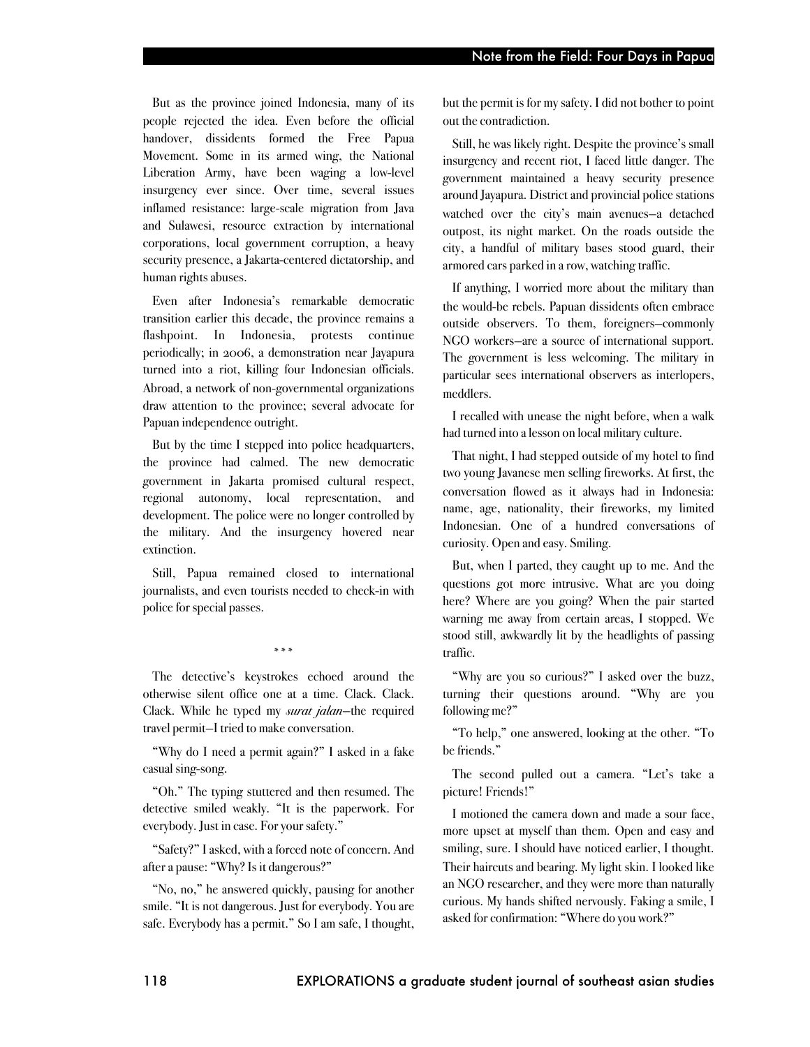But as the province joined Indonesia, many of its people rejected the idea. Even before the official handover, dissidents formed the Free Papua Movement. Some in its armed wing, the National Liberation Army, have been waging a low-level insurgency ever since. Over time, several issues inflamed resistance: large-scale migration from Java and Sulawesi, resource extraction by international corporations, local government corruption, a heavy security presence, a Jakarta-centered dictatorship, and human rights abuses.

Even after Indonesia's remarkable democratic transition earlier this decade, the province remains a flashpoint. In Indonesia, protests continue periodically; in 2006, a demonstration near Jayapura turned into a riot, killing four Indonesian officials. Abroad, a network of non-governmental organizations draw attention to the province; several advocate for Papuan independence outright.

But by the time I stepped into police headquarters, the province had calmed. The new democratic government in Jakarta promised cultural respect, regional autonomy, local representation, and development. The police were no longer controlled by the military. And the insurgency hovered near extinction.

Still, Papua remained closed to international journalists, and even tourists needed to check-in with police for special passes.

\* \* \*

The detective's keystrokes echoed around the otherwise silent office one at a time. Clack. Clack. Clack. While he typed my *surat jalan*—the required travel permit—I tried to make conversation.

"Why do I need a permit again?" I asked in a fake casual sing-song.

"Oh." The typing stuttered and then resumed. The detective smiled weakly. "It is the paperwork. For everybody. Just in case. For your safety."

"Safety?" I asked, with a forced note of concern. And after a pause: "Why? Is it dangerous?"

"No, no," he answered quickly, pausing for another smile. "It is not dangerous. Just for everybody. You are safe. Everybody has a permit." So I am safe, I thought, but the permit is for my safety. I did not bother to point out the contradiction.

Still, he was likely right. Despite the province's small insurgency and recent riot, I faced little danger. The government maintained a heavy security presence around Jayapura. District and provincial police stations watched over the city's main avenues—a detached outpost, its night market. On the roads outside the city, a handful of military bases stood guard, their armored cars parked in a row, watching traffic.

If anything, I worried more about the military than the would-be rebels. Papuan dissidents often embrace outside observers. To them, foreigners—commonly NGO workers—are a source of international support. The government is less welcoming. The military in particular sees international observers as interlopers, meddlers.

I recalled with unease the night before, when a walk had turned into a lesson on local military culture.

That night, I had stepped outside of my hotel to find two young Javanese men selling fireworks. At first, the conversation flowed as it always had in Indonesia: name, age, nationality, their fireworks, my limited Indonesian. One of a hundred conversations of curiosity. Open and easy. Smiling.

But, when I parted, they caught up to me. And the questions got more intrusive. What are you doing here? Where are you going? When the pair started warning me away from certain areas, I stopped. We stood still, awkwardly lit by the headlights of passing traffic.

"Why are you so curious?" I asked over the buzz, turning their questions around. "Why are you following me?"

"To help," one answered, looking at the other. "To be friends."

The second pulled out a camera. "Let's take a picture! Friends!"

I motioned the camera down and made a sour face, more upset at myself than them. Open and easy and smiling, sure. I should have noticed earlier, I thought. Their haircuts and bearing. My light skin. I looked like an NGO researcher, and they were more than naturally curious. My hands shifted nervously. Faking a smile, I asked for confirmation: "Where do you work?"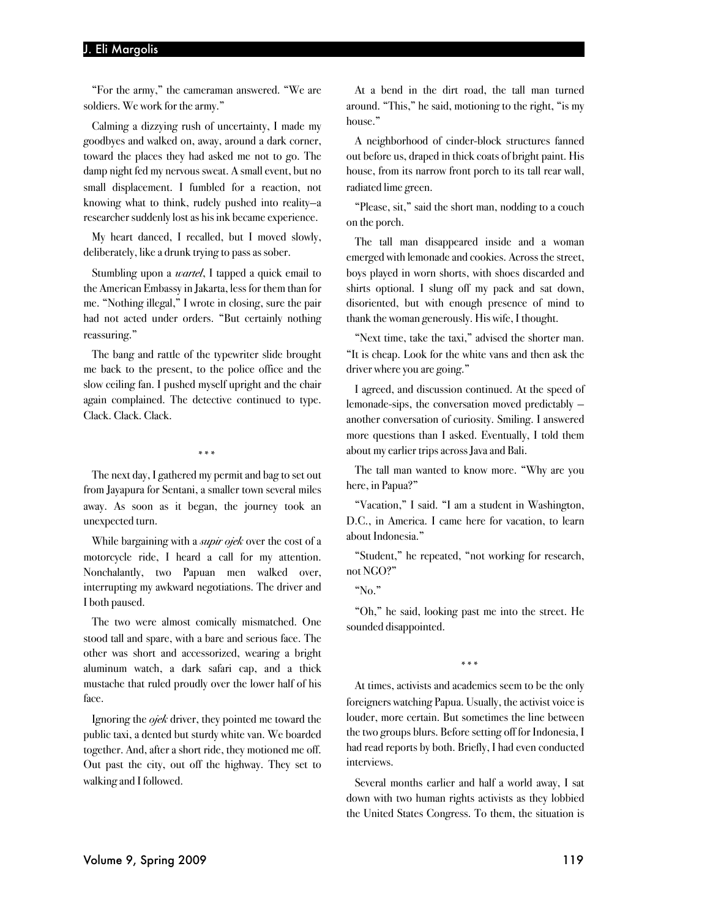"For the army," the cameraman answered. "We are soldiers. We work for the army."

Calming a dizzying rush of uncertainty, I made my goodbyes and walked on, away, around a dark corner, toward the places they had asked me not to go. The damp night fed my nervous sweat. A small event, but no small displacement. I fumbled for a reaction, not knowing what to think, rudely pushed into reality—a researcher suddenly lost as his ink became experience.

My heart danced, I recalled, but I moved slowly, deliberately, like a drunk trying to pass as sober.

Stumbling upon a *wartel*, I tapped a quick email to the American Embassy in Jakarta, less for them than for me. "Nothing illegal," I wrote in closing, sure the pair had not acted under orders. "But certainly nothing reassuring."

The bang and rattle of the typewriter slide brought me back to the present, to the police office and the slow ceiling fan. I pushed myself upright and the chair again complained. The detective continued to type. Clack. Clack. Clack.

\* \* \*

The next day, I gathered my permit and bag to set out from Jayapura for Sentani, a smaller town several miles away. As soon as it began, the journey took an unexpected turn.

While bargaining with a *supir ojek* over the cost of a motorcycle ride, I heard a call for my attention. Nonchalantly, two Papuan men walked over, interrupting my awkward negotiations. The driver and I both paused.

The two were almost comically mismatched. One stood tall and spare, with a bare and serious face. The other was short and accessorized, wearing a bright aluminum watch, a dark safari cap, and a thick mustache that ruled proudly over the lower half of his face.

Ignoring the *ojek* driver, they pointed me toward the public taxi, a dented but sturdy white van. We boarded together. And, after a short ride, they motioned me off. Out past the city, out off the highway. They set to walking and I followed.

At a bend in the dirt road, the tall man turned around. "This," he said, motioning to the right, "is my house."

A neighborhood of cinder-block structures fanned out before us, draped in thick coats of bright paint. His house, from its narrow front porch to its tall rear wall, radiated lime green.

"Please, sit," said the short man, nodding to a couch on the porch.

The tall man disappeared inside and a woman emerged with lemonade and cookies. Across the street, boys played in worn shorts, with shoes discarded and shirts optional. I slung off my pack and sat down, disoriented, but with enough presence of mind to thank the woman generously. His wife, I thought.

"Next time, take the taxi," advised the shorter man. "It is cheap. Look for the white vans and then ask the driver where you are going."

I agreed, and discussion continued. At the speed of lemonade-sips, the conversation moved predictably – another conversation of curiosity. Smiling. I answered more questions than I asked. Eventually, I told them about my earlier trips across Java and Bali.

The tall man wanted to know more. "Why are you here, in Papua?"

"Vacation," I said. "I am a student in Washington, D.C., in America. I came here for vacation, to learn about Indonesia."

"Student," he repeated, "not working for research, not NGO?"

"No."

"Oh," he said, looking past me into the street. He sounded disappointed.

\* \* \*

At times, activists and academics seem to be the only foreigners watching Papua. Usually, the activist voice is louder, more certain. But sometimes the line between the two groups blurs. Before setting off for Indonesia, I had read reports by both. Briefly, I had even conducted interviews.

Several months earlier and half a world away, I sat down with two human rights activists as they lobbied the United States Congress. To them, the situation is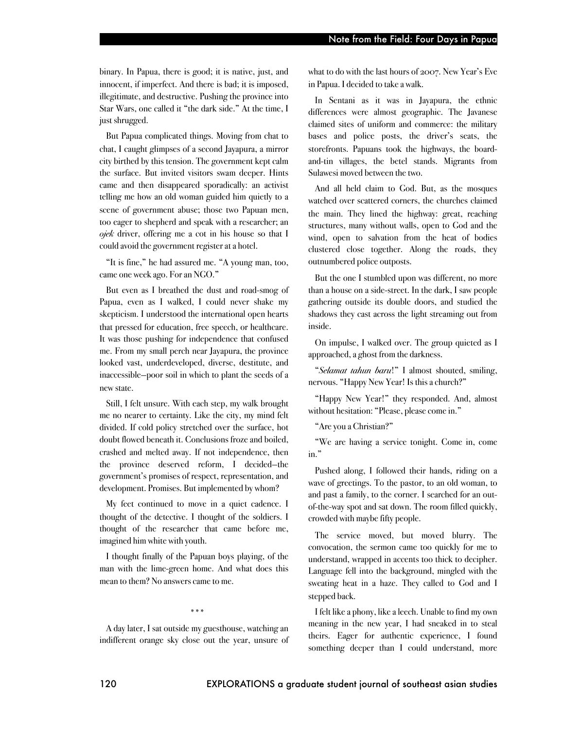binary. In Papua, there is good; it is native, just, and innocent, if imperfect. And there is bad; it is imposed, illegitimate, and destructive. Pushing the province into Star Wars, one called it "the dark side." At the time, I just shrugged.

But Papua complicated things. Moving from chat to chat, I caught glimpses of a second Jayapura, a mirror city birthed by this tension. The government kept calm the surface. But invited visitors swam deeper. Hints came and then disappeared sporadically: an activist telling me how an old woman guided him quietly to a scene of government abuse; those two Papuan men, too eager to shepherd and speak with a researcher; an *ojek* driver, offering me a cot in his house so that I could avoid the government register at a hotel.

"It is fine," he had assured me. "A young man, too, came one week ago. For an NGO."

But even as I breathed the dust and road-smog of Papua, even as I walked, I could never shake my skepticism. I understood the international open hearts that pressed for education, free speech, or healthcare. It was those pushing for independence that confused me. From my small perch near Jayapura, the province looked vast, underdeveloped, diverse, destitute, and inaccessible—poor soil in which to plant the seeds of a new state.

Still, I felt unsure. With each step, my walk brought me no nearer to certainty. Like the city, my mind felt divided. If cold policy stretched over the surface, hot doubt flowed beneath it. Conclusions froze and boiled, crashed and melted away. If not independence, then the province deserved reform, I decided—the government's promises of respect, representation, and development. Promises. But implemented by whom?

My feet continued to move in a quiet cadence. I thought of the detective. I thought of the soldiers. I thought of the researcher that came before me, imagined him white with youth.

I thought finally of the Papuan boys playing, of the man with the lime-green home. And what does this mean to them? No answers came to me.

\* \* \*

A day later, I sat outside my guesthouse, watching an indifferent orange sky close out the year, unsure of what to do with the last hours of 2007. New Year's Eve in Papua. I decided to take a walk.

In Sentani as it was in Jayapura, the ethnic differences were almost geographic. The Javanese claimed sites of uniform and commerce: the military bases and police posts, the driver's seats, the storefronts. Papuans took the highways, the board-and-tin villages, the betel stands. Migrants from Sulawesi moved between the two.

And all held claim to God. But, as the mosques watched over scattered corners, the churches claimed the main. They lined the highway: great, reaching structures, many without walls, open to God and the wind, open to salvation from the heat of bodies clustered close together. Along the roads, they outnumbered police outposts.

But the one I stumbled upon was different, no more than a house on a side-street. In the dark, I saw people gathering outside its double doors, and studied the shadows they cast across the light streaming out from inside.

On impulse, I walked over. The group quieted as I approached, a ghost from the darkness.

"*Selamat tahun baru*!" I almost shouted, smiling, nervous. "Happy New Year! Is this a church?"

"Happy New Year!" they responded. And, almost without hesitation: "Please, please come in."

"Are you a Christian?"

"We are having a service tonight. Come in, come in."

Pushed along, I followed their hands, riding on a wave of greetings. To the pastor, to an old woman, to and past a family, to the corner. I searched for an out-of-the-way spot and sat down. The room filled quickly, crowded with maybe fifty people.

The service moved, but moved blurry. The convocation, the sermon came too quickly for me to understand, wrapped in accents too thick to decipher. Language fell into the background, mingled with the sweating heat in a haze. They called to God and I stepped back.

I felt like a phony, like a leech. Unable to find my own meaning in the new year, I had sneaked in to steal theirs. Eager for authentic experience, I found something deeper than I could understand, more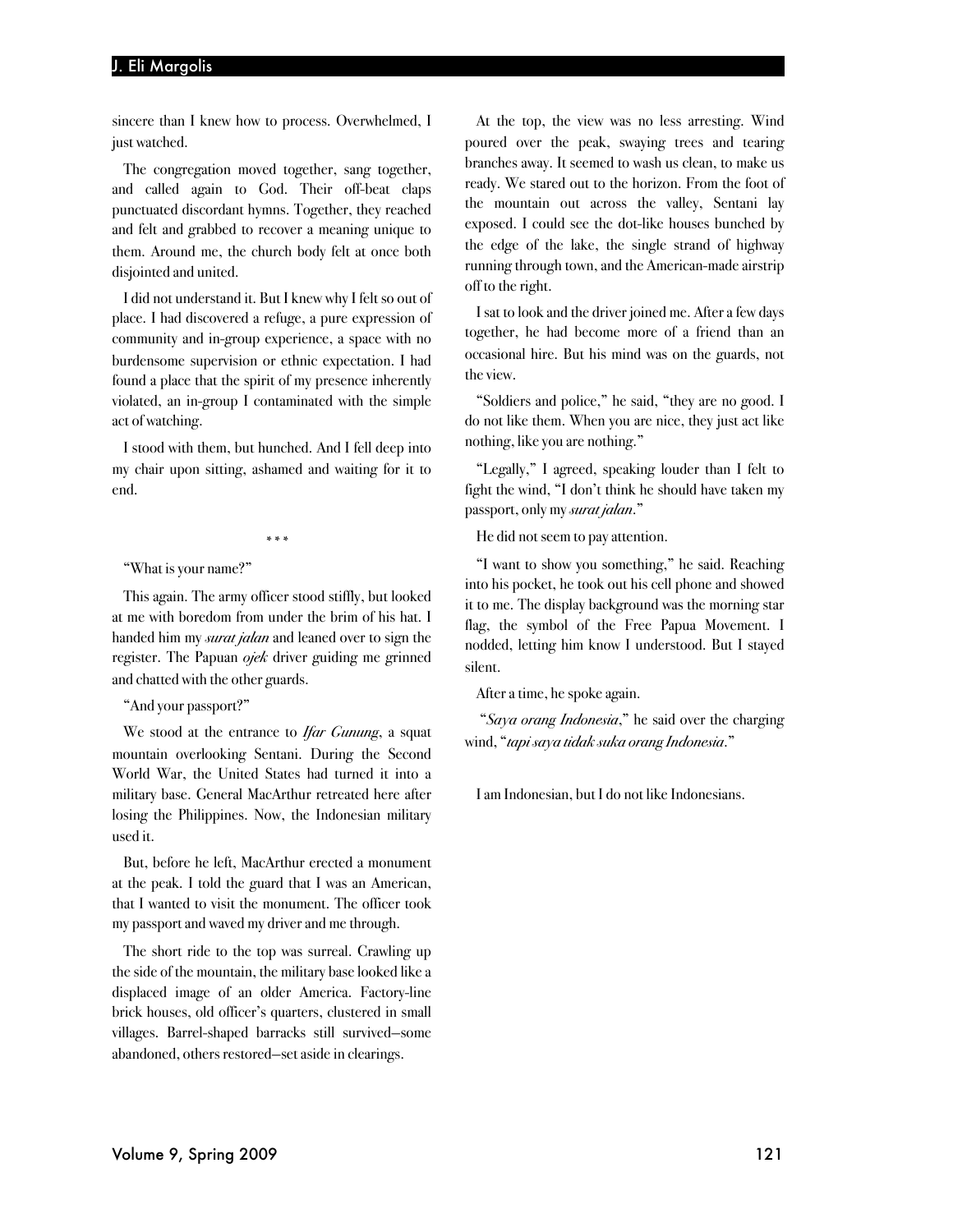sincere than I knew how to process. Overwhelmed, I just watched.

The congregation moved together, sang together, and called again to God. Their off-beat claps punctuated discordant hymns. Together, they reached and felt and grabbed to recover a meaning unique to them. Around me, the church body felt at once both disjointed and united.

I did not understand it. But I knew why I felt so out of place. I had discovered a refuge, a pure expression of community and in-group experience, a space with no burdensome supervision or ethnic expectation. I had found a place that the spirit of my presence inherently violated, an in-group I contaminated with the simple act of watching.

I stood with them, but hunched. And I fell deep into my chair upon sitting, ashamed and waiting for it to end.

\* \* \*

"What is your name?"

This again. The army officer stood stiffly, but looked at me with boredom from under the brim of his hat. I handed him my *surat jalan* and leaned over to sign the register. The Papuan *ojek* driver guiding me grinned and chatted with the other guards.

"And your passport?"

We stood at the entrance to *Ifar Gunung*, a squat mountain overlooking Sentani. During the Second World War, the United States had turned it into a military base. General MacArthur retreated here after losing the Philippines. Now, the Indonesian military used it.

But, before he left, MacArthur erected a monument at the peak. I told the guard that I was an American, that I wanted to visit the monument. The officer took my passport and waved my driver and me through.

The short ride to the top was surreal. Crawling up the side of the mountain, the military base looked like a displaced image of an older America. Factory-line brick houses, old officer's quarters, clustered in small villages. Barrel-shaped barracks still survived—some abandoned, others restored—set aside in clearings.

At the top, the view was no less arresting. Wind poured over the peak, swaying trees and tearing branches away. It seemed to wash us clean, to make us ready. We stared out to the horizon. From the foot of the mountain out across the valley, Sentani lay exposed. I could see the dot-like houses bunched by the edge of the lake, the single strand of highway running through town, and the American-made airstrip off to the right.

I sat to look and the driver joined me. After a few days together, he had become more of a friend than an occasional hire. But his mind was on the guards, not the view.

"Soldiers and police," he said, "they are no good. I do not like them. When you are nice, they just act like nothing, like you are nothing."

"Legally," I agreed, speaking louder than I felt to fight the wind, "I don't think he should have taken my passport, only my *surat jalan*."

He did not seem to pay attention.

"I want to show you something," he said. Reaching into his pocket, he took out his cell phone and showed it to me. The display background was the morning star flag, the symbol of the Free Papua Movement. I nodded, letting him know I understood. But I stayed silent.

After a time, he spoke again.

"*Saya orang Indonesia*," he said over the charging wind, "*tapi saya tidak suka orang Indonesia*."

I am Indonesian, but I do not like Indonesians.